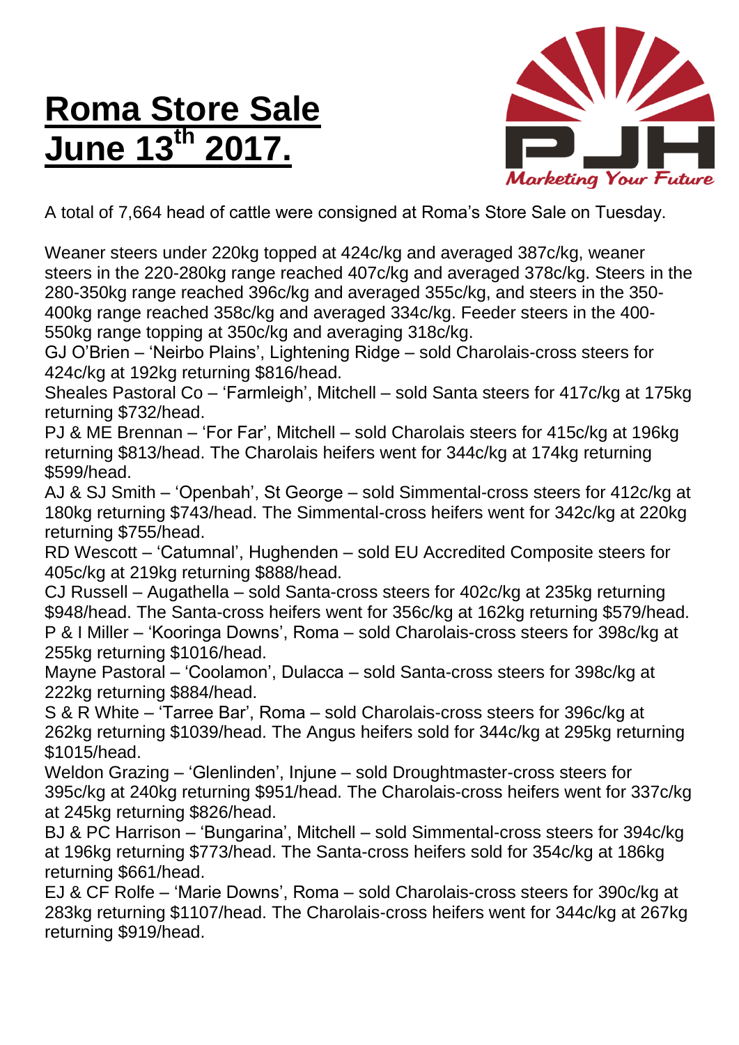# Roma Store Sale June 13th 2017.

A total of 7,664 head of cattle were consigned at Roma's Store Sale on Tuesday.

Weaner steers under 220kg topped at 424c/kg and averaged 387c/kg, weaner steers in the 220-280kg range reached 407c/kg and averaged 378c/kg. Steers in the 280-350kg range reached 396c/kg and averaged 355c/kg, and steers in the 350-400kg range reached 358c/kg and averaged 334c/kg. Feeder steers in the 400-550kg range topping at 350c/kg and averaging 318c/kg.

GJ O'Brien – 'Neirbo Plains', Lightening Ridge – sold Charolais-cross steers for 424c/kg at 192kg returning $816/head.

Sheales Pastoral Co – 'Farmleigh', Mitchell – sold Santa steers for 417c/kg at 175kg returning $732/head.

PJ & ME Brennan – 'For Far', Mitchell – sold Charolais steers for 415c/kg at 196kg returning $813/head. The Charolais heifers went for 344c/kg at 174kg returning $599/head.

AJ & SJ Smith – 'Openbah', St George – sold Simmental-cross steers for 412c/kg at 180kg returning $743/head. The Simmental-cross heifers went for 342c/kg at 220kg returning $755/head.

RD Wescott – 'Catumnal', Hughenden – sold EU Accredited Composite steers for 405c/kg at 219kg returning $888/head.

CJ Russell – Augathella – sold Santa-cross steers for 402c/kg at 235kg returning $948/head. The Santa-cross heifers went for 356c/kg at 162kg returning $579/head.

P & I Miller – 'Kooringa Downs', Roma – sold Charolais-cross steers for 398c/kg at 255kg returning $1016/head.

Mayne Pastoral – 'Coolamon', Dulacca – sold Santa-cross steers for 398c/kg at 222kg returning $884/head.

S & R White – 'Tarree Bar', Roma – sold Charolais-cross steers for 396c/kg at 262kg returning $1039/head. The Angus heifers sold for 344c/kg at 295kg returning $1015/head.

Weldon Grazing – 'Glenlinden', Injune – sold Droughtmaster-cross steers for 395c/kg at 240kg returning $951/head. The Charolais-cross heifers went for 337c/kg at 245kg returning $826/head.

BJ & PC Harrison – 'Bungarina', Mitchell – sold Simmental-cross steers for 394c/kg at 196kg returning $773/head. The Santa-cross heifers sold for 354c/kg at 186kg returning $661/head.

EJ & CF Rolfe – 'Marie Downs', Roma – sold Charolais-cross steers for 390c/kg at 283kg returning $1107/head. The Charolais-cross heifers went for 344c/kg at 267kg returning $919/head.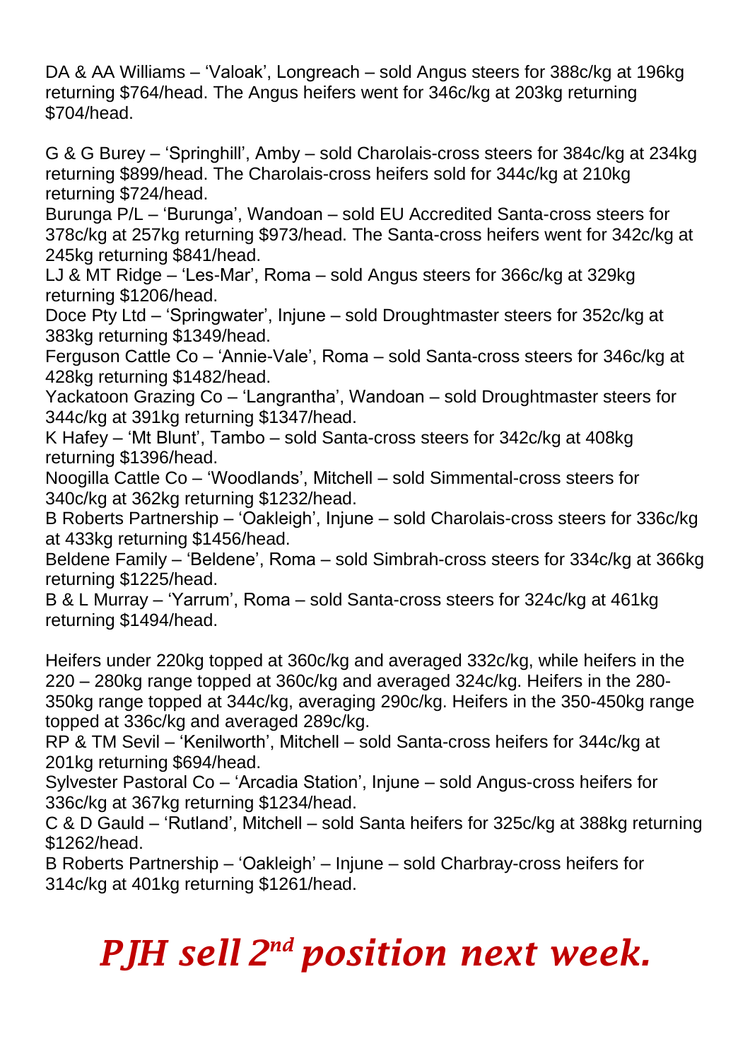DA & AA Williams – 'Valoak', Longreach – sold Angus steers for 388c/kg at 196kg returning $764/head. The Angus heifers went for 346c/kg at 203kg returning $704/head.

G & G Burey – 'Springhill', Amby – sold Charolais-cross steers for 384c/kg at 234kg returning $899/head. The Charolais-cross heifers sold for 344c/kg at 210kg returning $724/head.
Burunga P/L – 'Burunga', Wandoan – sold EU Accredited Santa-cross steers for 378c/kg at 257kg returning $973/head. The Santa-cross heifers went for 342c/kg at 245kg returning $841/head.
LJ & MT Ridge – 'Les-Mar', Roma – sold Angus steers for 366c/kg at 329kg returning $1206/head.
Doce Pty Ltd – 'Springwater', Injune – sold Droughtmaster steers for 352c/kg at 383kg returning $1349/head.
Ferguson Cattle Co – 'Annie-Vale', Roma – sold Santa-cross steers for 346c/kg at 428kg returning $1482/head.
Yackatoon Grazing Co – 'Langrantha', Wandoan – sold Droughtmaster steers for 344c/kg at 391kg returning $1347/head.
K Hafey – 'Mt Blunt', Tambo – sold Santa-cross steers for 342c/kg at 408kg returning $1396/head.
Noogilla Cattle Co – 'Woodlands', Mitchell – sold Simmental-cross steers for 340c/kg at 362kg returning $1232/head.
B Roberts Partnership – 'Oakleigh', Injune – sold Charolais-cross steers for 336c/kg at 433kg returning $1456/head.
Beldene Family – 'Beldene', Roma – sold Simbrah-cross steers for 334c/kg at 366kg returning $1225/head.
B & L Murray – 'Yarrum', Roma – sold Santa-cross steers for 324c/kg at 461kg returning $1494/head.

Heifers under 220kg topped at 360c/kg and averaged 332c/kg, while heifers in the 220 – 280kg range topped at 360c/kg and averaged 324c/kg. Heifers in the 280-350kg range topped at 344c/kg, averaging 290c/kg. Heifers in the 350-450kg range topped at 336c/kg and averaged 289c/kg.
RP & TM Sevil – 'Kenilworth', Mitchell – sold Santa-cross heifers for 344c/kg at 201kg returning $694/head.
Sylvester Pastoral Co – 'Arcadia Station', Injune – sold Angus-cross heifers for 336c/kg at 367kg returning $1234/head.
C & D Gauld – 'Rutland', Mitchell – sold Santa heifers for 325c/kg at 388kg returning $1262/head.
B Roberts Partnership – 'Oakleigh' – Injune – sold Charbray-cross heifers for 314c/kg at 401kg returning $1261/head.

# ***PJH sell 2nd position next week.***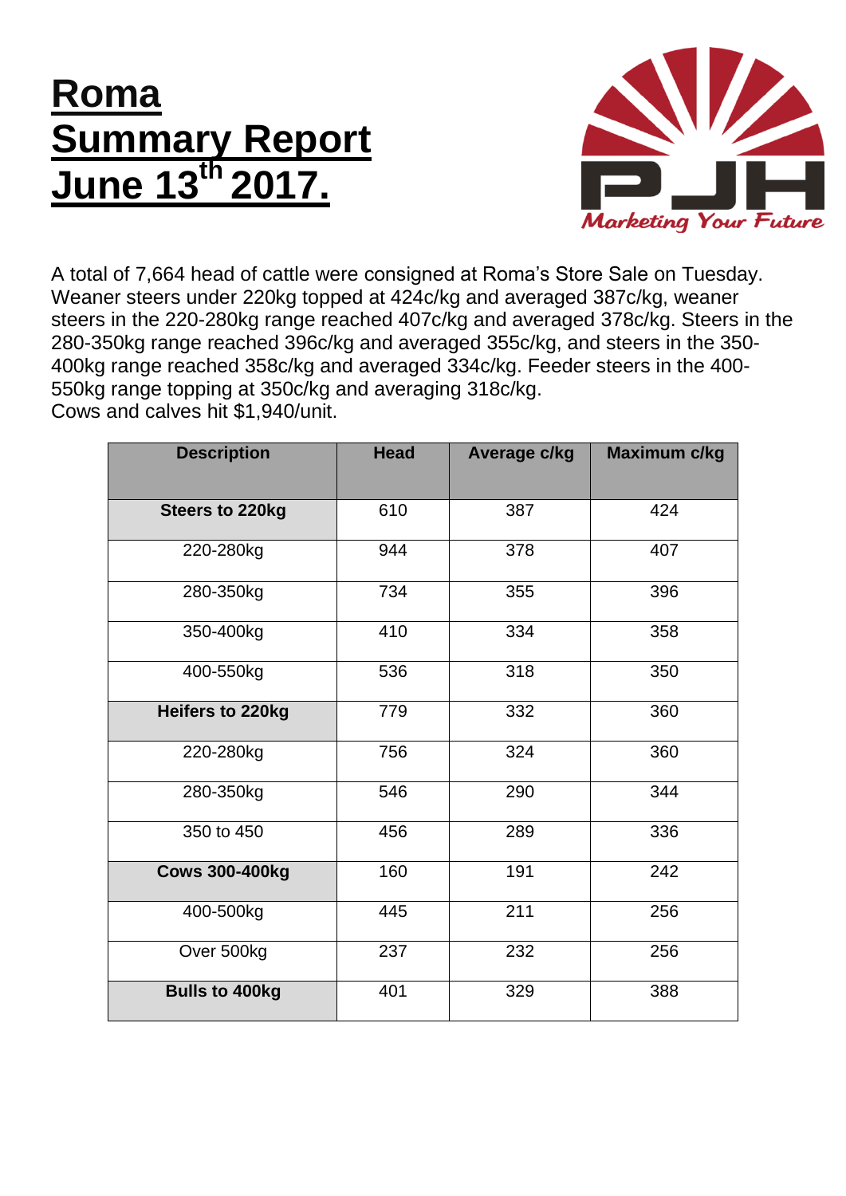# Roma Summary Report June 13th 2017.

PJH

*Marketing Your Future*

A total of 7,664 head of cattle were consigned at Roma's Store Sale on Tuesday. Weaner steers under 220kg topped at 424c/kg and averaged 387c/kg, weaner steers in the 220-280kg range reached 407c/kg and averaged 378c/kg. Steers in the 280-350kg range reached 396c/kg and averaged 355c/kg, and steers in the 350-400kg range reached 358c/kg and averaged 334c/kg. Feeder steers in the 400-550kg range topping at 350c/kg and averaging 318c/kg.
Cows and calves hit $1,940/unit.

| Description | Head | Average c/kg | Maximum c/kg |
|---|---|---|---|
| **Steers to 220kg** | 610 | 387 | 424 |
| 220-280kg | 944 | 378 | 407 |
| 280-350kg | 734 | 355 | 396 |
| 350-400kg | 410 | 334 | 358 |
| 400-550kg | 536 | 318 | 350 |
| **Heifers to 220kg** | 779 | 332 | 360 |
| 220-280kg | 756 | 324 | 360 |
| 280-350kg | 546 | 290 | 344 |
| 350 to 450 | 456 | 289 | 336 |
| **Cows 300-400kg** | 160 | 191 | 242 |
| 400-500kg | 445 | 211 | 256 |
| Over 500kg | 237 | 232 | 256 |
| **Bulls to 400kg** | 401 | 329 | 388 |